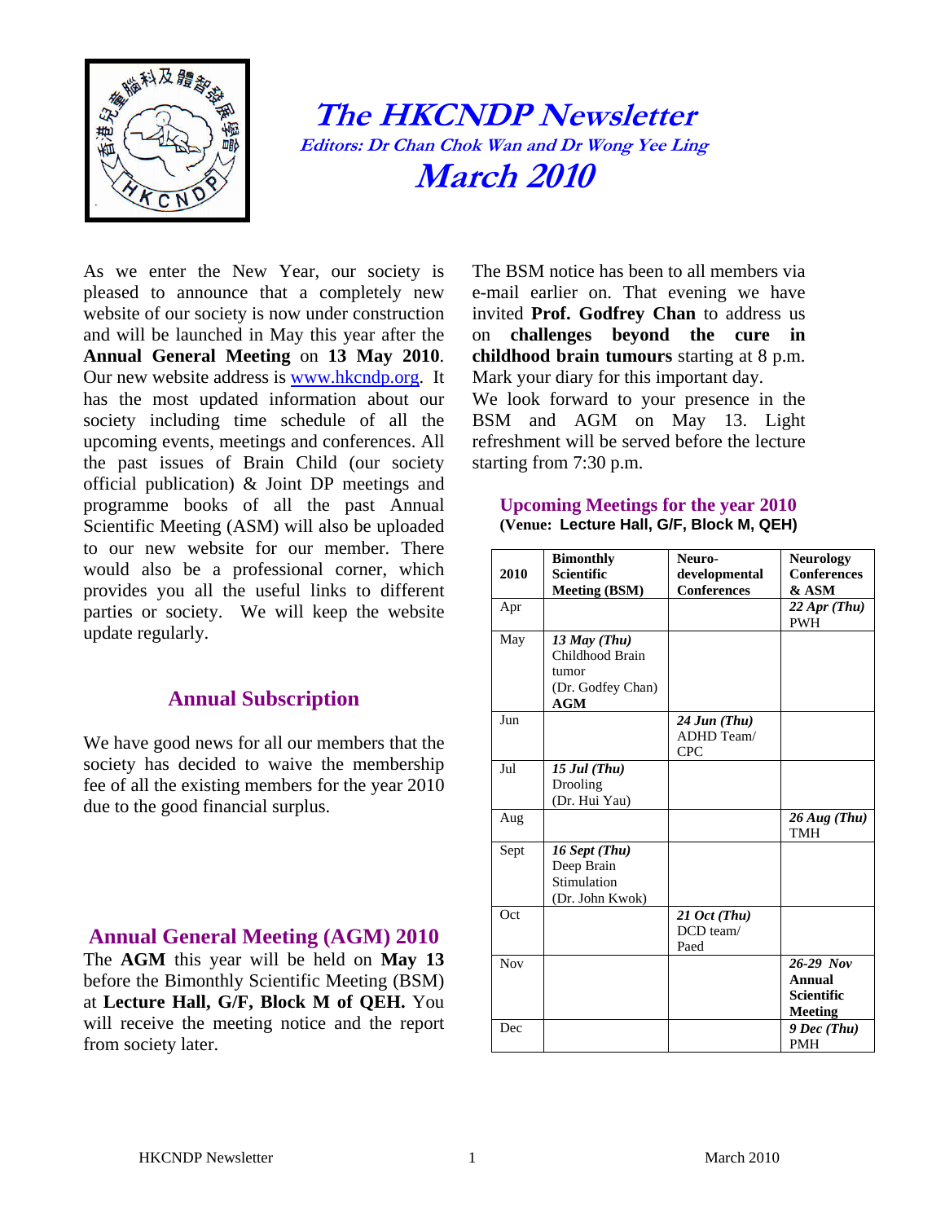# The HKCNDP Newsletter

*Editors: Dr Chan Chok Wan and Dr Wong Yee Ling*

## March 2010

As we enter the New Year, our society is pleased to announce that a completely new website of our society is now under construction and will be launched in May this year after the **Annual General Meeting** on **13 May 2010**. Our new website address is www.hkcndp.org. It has the most updated information about our society including time schedule of all the upcoming events, meetings and conferences. All the past issues of Brain Child (our society official publication) & Joint DP meetings and programme books of all the past Annual Scientific Meeting (ASM) will also be uploaded to our new website for our member. There would also be a professional corner, which provides you all the useful links to different parties or society. We will keep the website update regularly.

## Annual Subscription

We have good news for all our members that the society has decided to waive the membership fee of all the existing members for the year 2010 due to the good financial surplus.

## Annual General Meeting (AGM) 2010

The **AGM** this year will be held on **May 13** before the Bimonthly Scientific Meeting (BSM) at **Lecture Hall, G/F, Block M of QEH.** You will receive the meeting notice and the report from society later.

The BSM notice has been to all members via e-mail earlier on. That evening we have invited **Prof. Godfrey Chan** to address us on **challenges beyond the cure in childhood brain tumours** starting at 8 p.m. Mark your diary for this important day.

We look forward to your presence in the BSM and AGM on May 13. Light refreshment will be served before the lecture starting from 7:30 p.m.

## Upcoming Meetings for the year 2010

**(Venue: Lecture Hall, G/F, Block M, QEH)**

| 2010 | Bimonthly Scientific Meeting (BSM) | Neuro-developmental Conferences | Neurology Conferences & ASM |
|---|---|---|---|
| Apr | | | *22 Apr (Thu)* PWH |
| May | *13 May (Thu)* Childhood Brain tumor (Dr. Godfey Chan) **AGM** | | |
| Jun | | *24 Jun (Thu)* ADHD Team/ CPC | |
| Jul | *15 Jul (Thu)* Drooling (Dr. Hui Yau) | | |
| Aug | | | *26 Aug (Thu)* TMH |
| Sept | *16 Sept (Thu)* Deep Brain Stimulation (Dr. John Kwok) | | |
| Oct | | *21 Oct (Thu)* DCD team/ Paed | |
| Nov | | | *26-29 Nov* **Annual Scientific Meeting** |
| Dec | | | *9 Dec (Thu)* PMH |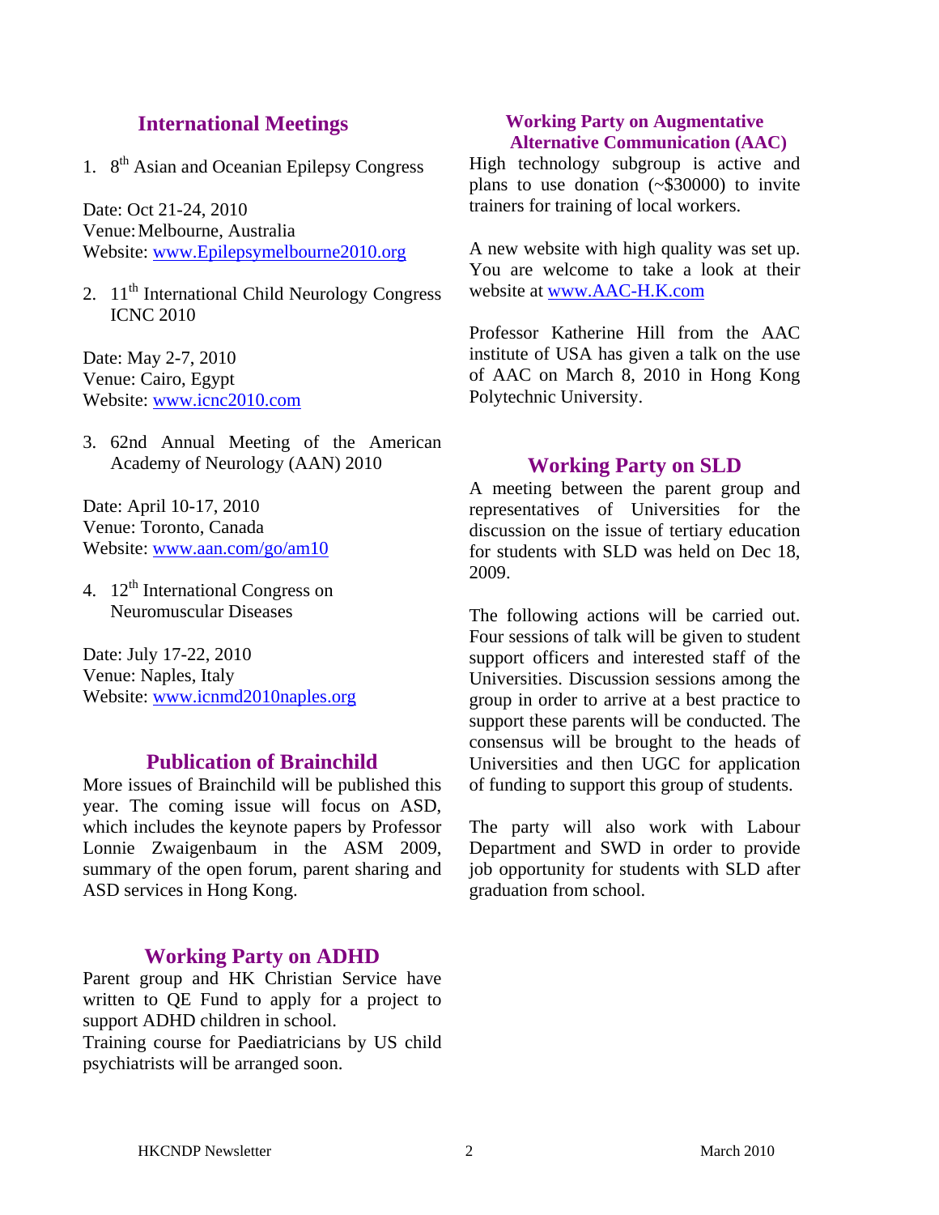## International Meetings

1. 8th Asian and Oceanian Epilepsy Congress

Date: Oct 21-24, 2010
Venue: Melbourne, Australia
Website: www.Epilepsymelbourne2010.org

2. 11th International Child Neurology Congress ICNC 2010

Date: May 2-7, 2010
Venue: Cairo, Egypt
Website: www.icnc2010.com

3. 62nd Annual Meeting of the American Academy of Neurology (AAN) 2010

Date: April 10-17, 2010
Venue: Toronto, Canada
Website: www.aan.com/go/am10

4. 12th International Congress on Neuromuscular Diseases

Date: July 17-22, 2010
Venue: Naples, Italy
Website: www.icnmd2010naples.org

## Publication of Brainchild

More issues of Brainchild will be published this year. The coming issue will focus on ASD, which includes the keynote papers by Professor Lonnie Zwaigenbaum in the ASM 2009, summary of the open forum, parent sharing and ASD services in Hong Kong.

## Working Party on ADHD

Parent group and HK Christian Service have written to QE Fund to apply for a project to support ADHD children in school.
Training course for Paediatricians by US child psychiatrists will be arranged soon.

## Working Party on Augmentative Alternative Communication (AAC)

High technology subgroup is active and plans to use donation (~$30000) to invite trainers for training of local workers.

A new website with high quality was set up. You are welcome to take a look at their website at www.AAC-H.K.com

Professor Katherine Hill from the AAC institute of USA has given a talk on the use of AAC on March 8, 2010 in Hong Kong Polytechnic University.

## Working Party on SLD

A meeting between the parent group and representatives of Universities for the discussion on the issue of tertiary education for students with SLD was held on Dec 18, 2009.

The following actions will be carried out. Four sessions of talk will be given to student support officers and interested staff of the Universities. Discussion sessions among the group in order to arrive at a best practice to support these parents will be conducted. The consensus will be brought to the heads of Universities and then UGC for application of funding to support this group of students.

The party will also work with Labour Department and SWD in order to provide job opportunity for students with SLD after graduation from school.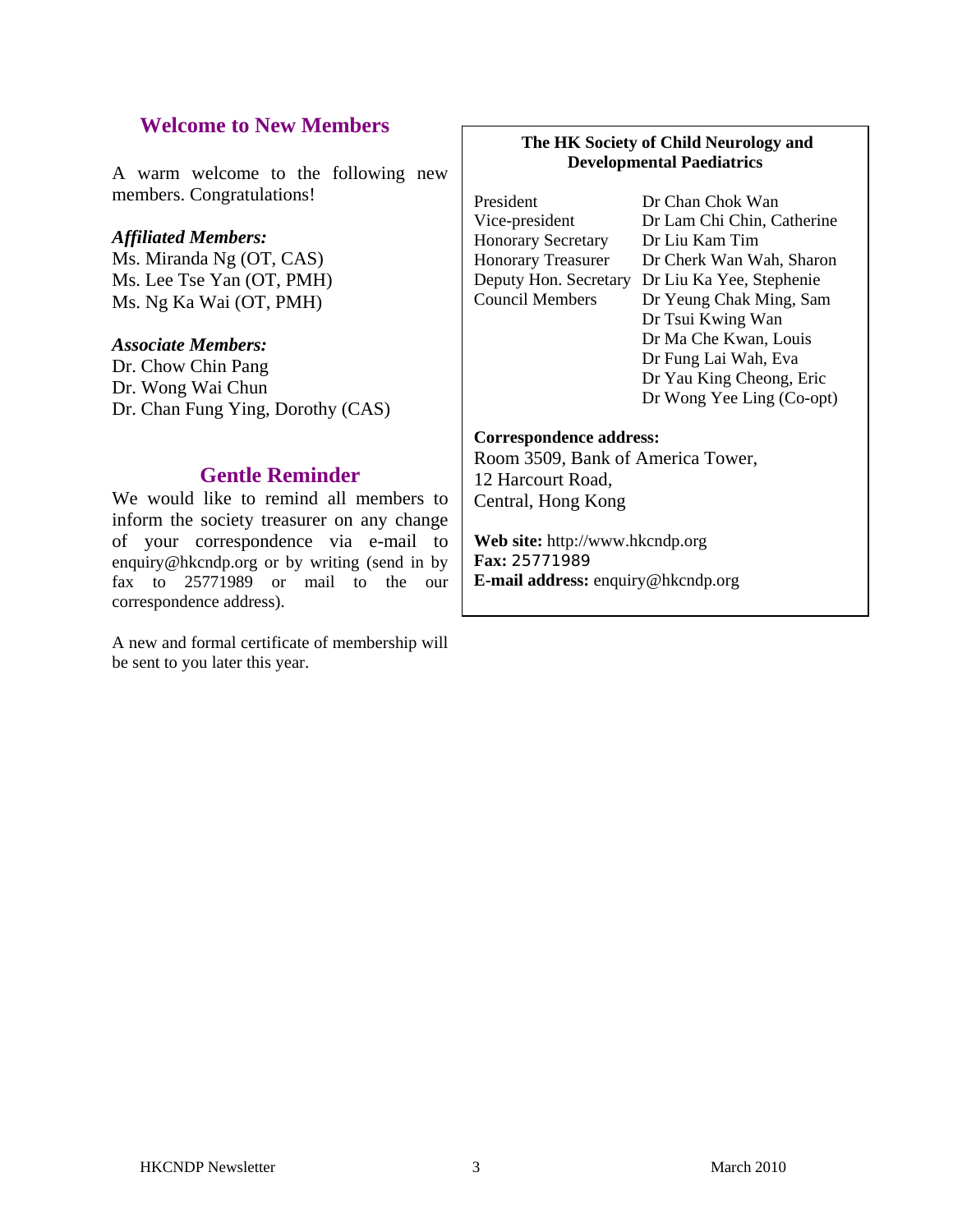## Welcome to New Members

A warm welcome to the following new members. Congratulations!

***Affiliated Members:***

Ms. Miranda Ng (OT, CAS)
Ms. Lee Tse Yan (OT, PMH)
Ms. Ng Ka Wai (OT, PMH)

***Associate Members:***

Dr. Chow Chin Pang
Dr. Wong Wai Chun
Dr. Chan Fung Ying, Dorothy (CAS)

## Gentle Reminder

We would like to remind all members to inform the society treasurer on any change of your correspondence via e-mail to enquiry@hkcndp.org or by writing (send in by fax to 25771989 or mail to the our correspondence address).

A new and formal certificate of membership will be sent to you later this year.

**The HK Society of Child Neurology and Developmental Paediatrics**

| | |
|---|---|
| President | Dr Chan Chok Wan |
| Vice-president | Dr Lam Chi Chin, Catherine |
| Honorary Secretary | Dr Liu Kam Tim |
| Honorary Treasurer | Dr Cherk Wan Wah, Sharon |
| Deputy Hon. Secretary | Dr Liu Ka Yee, Stephenie |
| Council Members | Dr Yeung Chak Ming, Sam |
| | Dr Tsui Kwing Wan |
| | Dr Ma Che Kwan, Louis |
| | Dr Fung Lai Wah, Eva |
| | Dr Yau King Cheong, Eric |
| | Dr Wong Yee Ling (Co-opt) |

**Correspondence address:**
Room 3509, Bank of America Tower,
12 Harcourt Road,
Central, Hong Kong

**Web site:** http://www.hkcndp.org
**Fax:** 25771989
**E-mail address:** enquiry@hkcndp.org